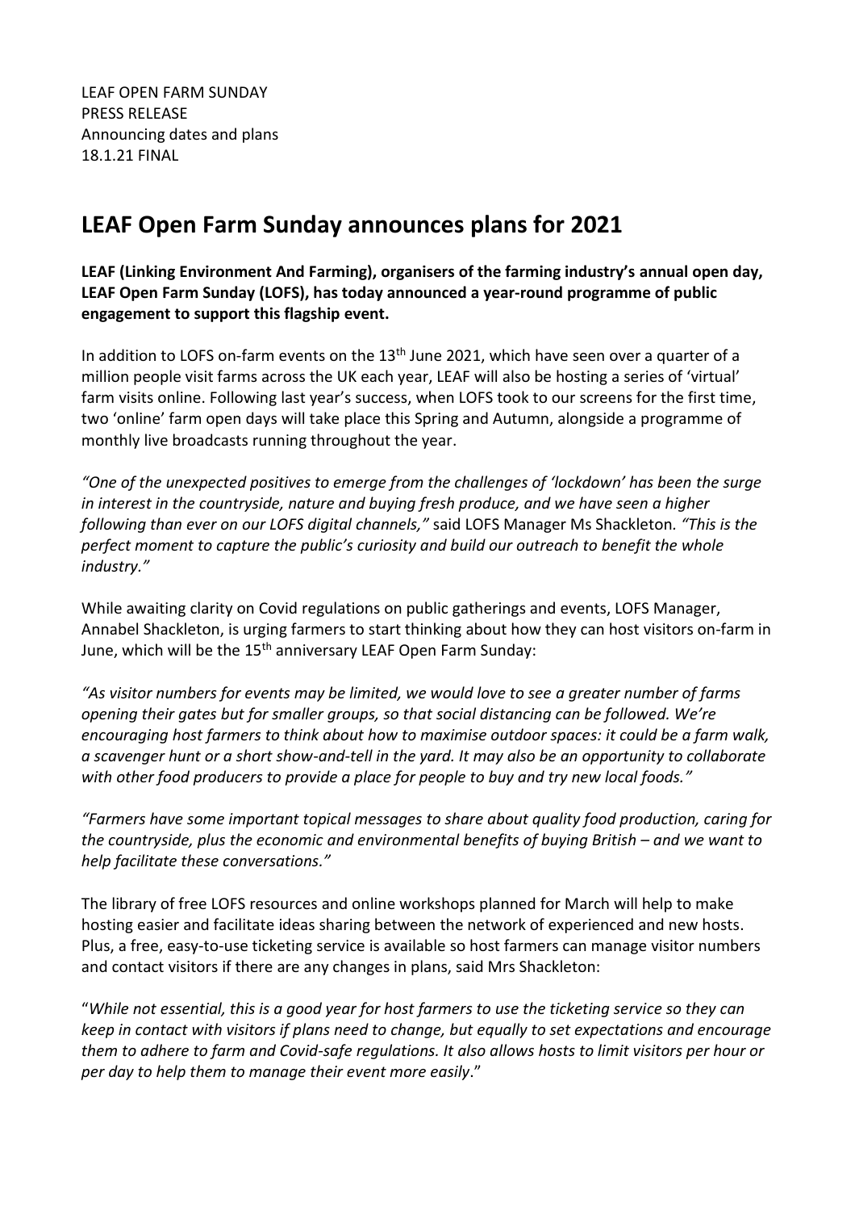LEAF OPEN FARM SUNDAY
PRESS RELEASE
Announcing dates and plans
18.1.21 FINAL

# LEAF Open Farm Sunday announces plans for 2021

**LEAF (Linking Environment And Farming), organisers of the farming industry's annual open day, LEAF Open Farm Sunday (LOFS), has today announced a year-round programme of public engagement to support this flagship event.**

In addition to LOFS on-farm events on the 13th June 2021, which have seen over a quarter of a million people visit farms across the UK each year, LEAF will also be hosting a series of 'virtual' farm visits online. Following last year's success, when LOFS took to our screens for the first time, two 'online' farm open days will take place this Spring and Autumn, alongside a programme of monthly live broadcasts running throughout the year.

*"One of the unexpected positives to emerge from the challenges of 'lockdown' has been the surge in interest in the countryside, nature and buying fresh produce, and we have seen a higher following than ever on our LOFS digital channels,"* said LOFS Manager Ms Shackleton. *"This is the perfect moment to capture the public's curiosity and build our outreach to benefit the whole industry."*

While awaiting clarity on Covid regulations on public gatherings and events, LOFS Manager, Annabel Shackleton, is urging farmers to start thinking about how they can host visitors on-farm in June, which will be the 15th anniversary LEAF Open Farm Sunday:

*"As visitor numbers for events may be limited, we would love to see a greater number of farms opening their gates but for smaller groups, so that social distancing can be followed. We're encouraging host farmers to think about how to maximise outdoor spaces: it could be a farm walk, a scavenger hunt or a short show-and-tell in the yard. It may also be an opportunity to collaborate with other food producers to provide a place for people to buy and try new local foods."*

*"Farmers have some important topical messages to share about quality food production, caring for the countryside, plus the economic and environmental benefits of buying British – and we want to help facilitate these conversations."*

The library of free LOFS resources and online workshops planned for March will help to make hosting easier and facilitate ideas sharing between the network of experienced and new hosts. Plus, a free, easy-to-use ticketing service is available so host farmers can manage visitor numbers and contact visitors if there are any changes in plans, said Mrs Shackleton:

"*While not essential, this is a good year for host farmers to use the ticketing service so they can keep in contact with visitors if plans need to change, but equally to set expectations and encourage them to adhere to farm and Covid-safe regulations. It also allows hosts to limit visitors per hour or per day to help them to manage their event more easily*."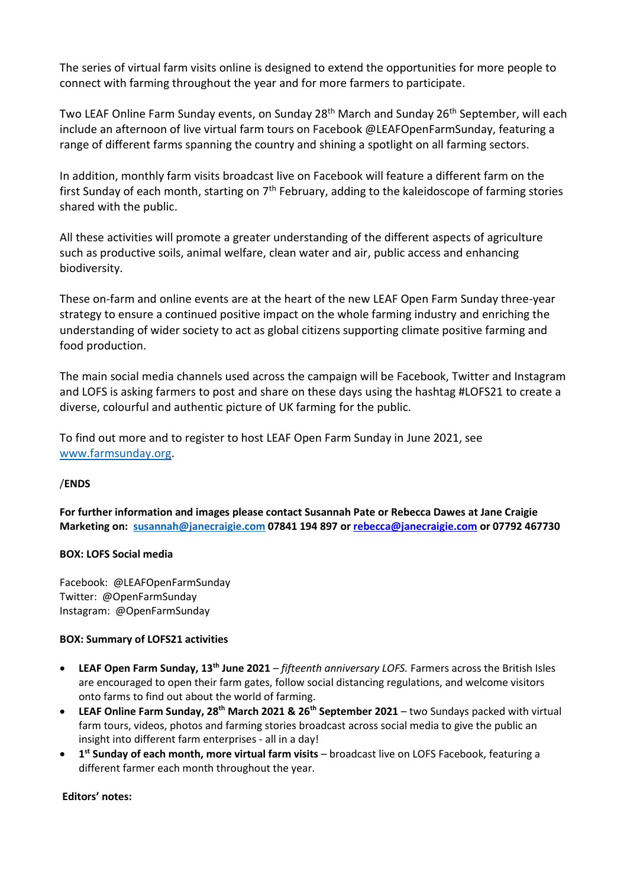The series of virtual farm visits online is designed to extend the opportunities for more people to connect with farming throughout the year and for more farmers to participate.

Two LEAF Online Farm Sunday events, on Sunday 28th March and Sunday 26th September, will each include an afternoon of live virtual farm tours on Facebook @LEAFOpenFarmSunday, featuring a range of different farms spanning the country and shining a spotlight on all farming sectors.

In addition, monthly farm visits broadcast live on Facebook will feature a different farm on the first Sunday of each month, starting on 7th February, adding to the kaleidoscope of farming stories shared with the public.

All these activities will promote a greater understanding of the different aspects of agriculture such as productive soils, animal welfare, clean water and air, public access and enhancing biodiversity.

These on-farm and online events are at the heart of the new LEAF Open Farm Sunday three-year strategy to ensure a continued positive impact on the whole farming industry and enriching the understanding of wider society to act as global citizens supporting climate positive farming and food production.

The main social media channels used across the campaign will be Facebook, Twitter and Instagram and LOFS is asking farmers to post and share on these days using the hashtag #LOFS21 to create a diverse, colourful and authentic picture of UK farming for the public.

To find out more and to register to host LEAF Open Farm Sunday in June 2021, see [www.farmsunday.org](http://www.farmsunday.org).

**/ENDS**

**For further information and images please contact Susannah Pate or Rebecca Dawes at Jane Craigie Marketing on: [susannah@janecraigie.com](mailto:susannah@janecraigie.com) 07841 194 897 or [rebecca@janecraigie.com](mailto:rebecca@janecraigie.com) or 07792 467730**

**BOX: LOFS Social media**

Facebook: @LEAFOpenFarmSunday
Twitter: @OpenFarmSunday
Instagram: @OpenFarmSunday

**BOX: Summary of LOFS21 activities**

- **LEAF Open Farm Sunday, 13th June 2021** – *fifteenth anniversary LOFS.* Farmers across the British Isles are encouraged to open their farm gates, follow social distancing regulations, and welcome visitors onto farms to find out about the world of farming.
- **LEAF Online Farm Sunday, 28th March 2021 & 26th September 2021** – two Sundays packed with virtual farm tours, videos, photos and farming stories broadcast across social media to give the public an insight into different farm enterprises - all in a day!
- **1st Sunday of each month, more virtual farm visits** – broadcast live on LOFS Facebook, featuring a different farmer each month throughout the year.

**Editors' notes:**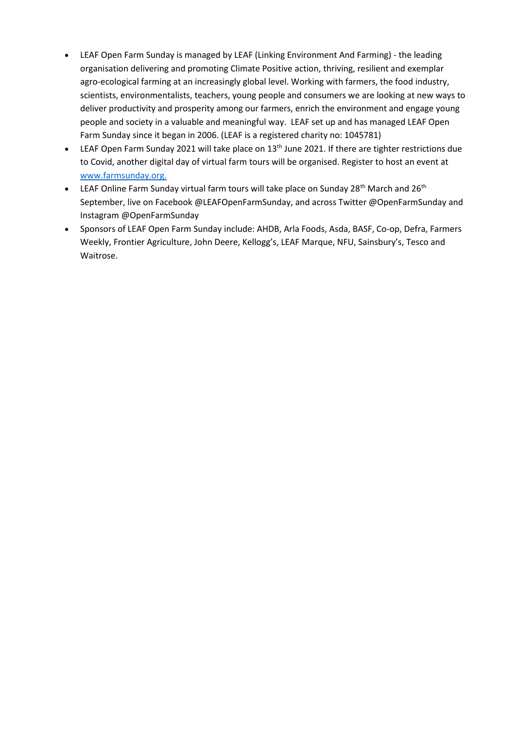- LEAF Open Farm Sunday is managed by LEAF (Linking Environment And Farming) - the leading organisation delivering and promoting Climate Positive action, thriving, resilient and exemplar agro-ecological farming at an increasingly global level. Working with farmers, the food industry, scientists, environmentalists, teachers, young people and consumers we are looking at new ways to deliver productivity and prosperity among our farmers, enrich the environment and engage young people and society in a valuable and meaningful way. LEAF set up and has managed LEAF Open Farm Sunday since it began in 2006. (LEAF is a registered charity no: 1045781)
- LEAF Open Farm Sunday 2021 will take place on 13th June 2021. If there are tighter restrictions due to Covid, another digital day of virtual farm tours will be organised. Register to host an event at [www.farmsunday.org.](http://www.farmsunday.org)
- LEAF Online Farm Sunday virtual farm tours will take place on Sunday 28th March and 26th September, live on Facebook @LEAFOpenFarmSunday, and across Twitter @OpenFarmSunday and Instagram @OpenFarmSunday
- Sponsors of LEAF Open Farm Sunday include: AHDB, Arla Foods, Asda, BASF, Co-op, Defra, Farmers Weekly, Frontier Agriculture, John Deere, Kellogg's, LEAF Marque, NFU, Sainsbury's, Tesco and Waitrose.